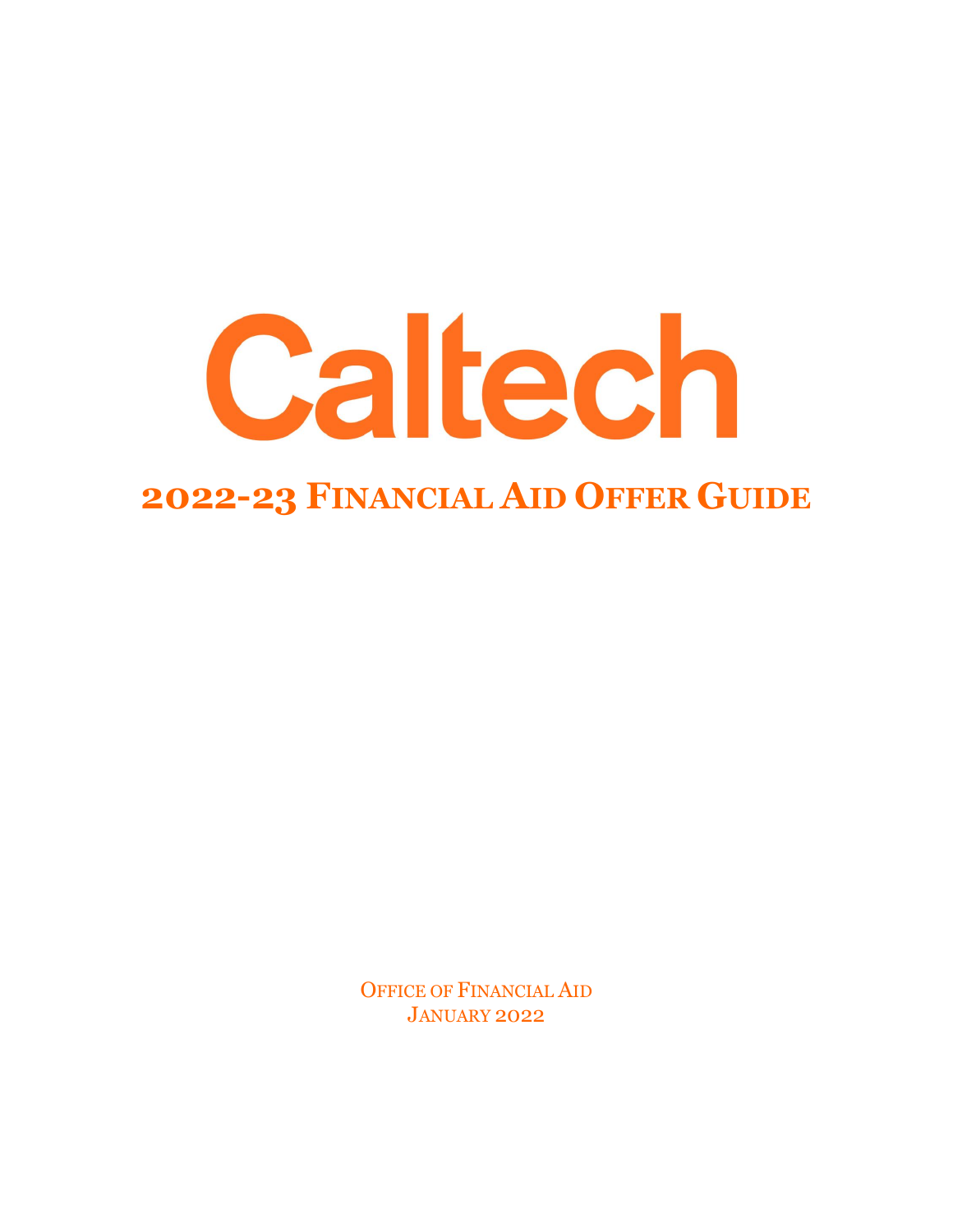# Caltech

## 2022-23 Financial Aid Offer Guide

Office of Financial Aid
January 2022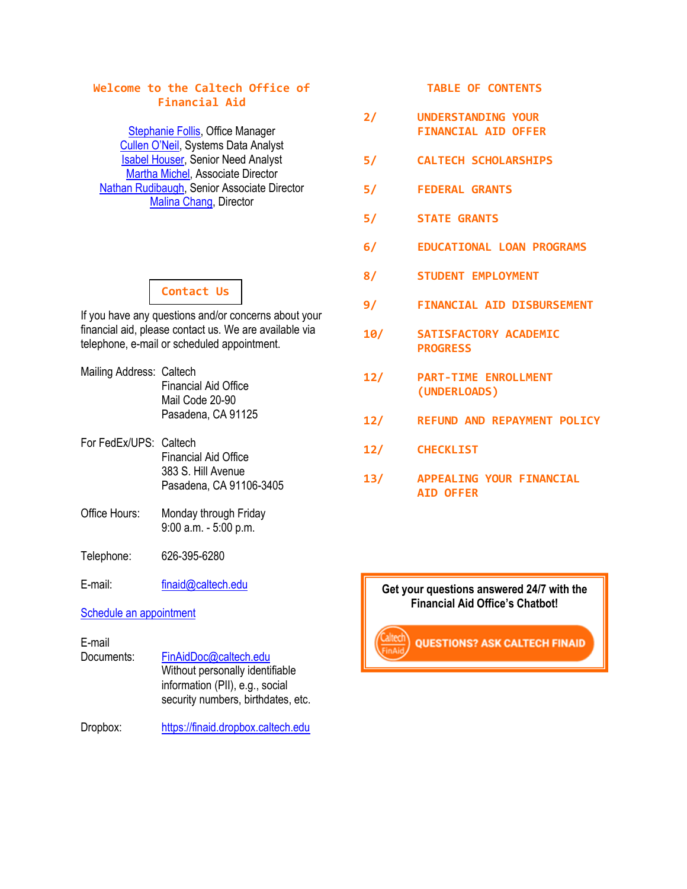## Welcome to the Caltech Office of Financial Aid

Stephanie Follis, Office Manager
Cullen O'Neil, Systems Data Analyst
Isabel Houser, Senior Need Analyst
Martha Michel, Associate Director
Nathan Rudibaugh, Senior Associate Director
Malina Chang, Director

### Contact Us

If you have any questions and/or concerns about your financial aid, please contact us. We are available via telephone, e-mail or scheduled appointment.

Mailing Address: Caltech
Financial Aid Office
Mail Code 20-90
Pasadena, CA 91125

For FedEx/UPS: Caltech
Financial Aid Office
383 S. Hill Avenue
Pasadena, CA 91106-3405

Office Hours: Monday through Friday
9:00 a.m. - 5:00 p.m.

Telephone: 626-395-6280

E-mail: finaid@caltech.edu

Schedule an appointment

E-mail Documents: FinAidDoc@caltech.edu
Without personally identifiable information (PII), e.g., social security numbers, birthdates, etc.

Dropbox: https://finaid.dropbox.caltech.edu

## TABLE OF CONTENTS

| Page | Section |
|---|---|
| 2/ | UNDERSTANDING YOUR FINANCIAL AID OFFER |
| 5/ | CALTECH SCHOLARSHIPS |
| 5/ | FEDERAL GRANTS |
| 5/ | STATE GRANTS |
| 6/ | EDUCATIONAL LOAN PROGRAMS |
| 8/ | STUDENT EMPLOYMENT |
| 9/ | FINANCIAL AID DISBURSEMENT |
| 10/ | SATISFACTORY ACADEMIC PROGRESS |
| 12/ | PART-TIME ENROLLMENT (UNDERLOADS) |
| 12/ | REFUND AND REPAYMENT POLICY |
| 12/ | CHECKLIST |
| 13/ | APPEALING YOUR FINANCIAL AID OFFER |

**Get your questions answered 24/7 with the Financial Aid Office's Chatbot!**

QUESTIONS? ASK CALTECH FINAID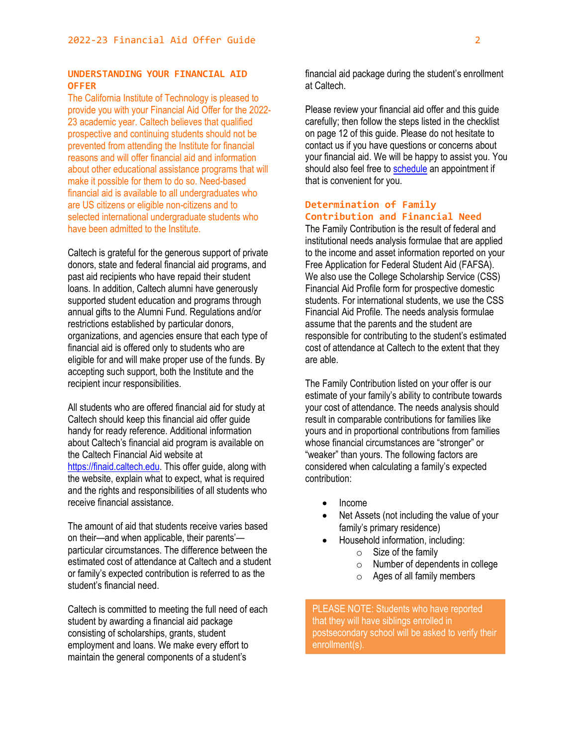## UNDERSTANDING YOUR FINANCIAL AID OFFER

The California Institute of Technology is pleased to provide you with your Financial Aid Offer for the 2022-23 academic year. Caltech believes that qualified prospective and continuing students should not be prevented from attending the Institute for financial reasons and will offer financial aid and information about other educational assistance programs that will make it possible for them to do so. Need-based financial aid is available to all undergraduates who are US citizens or eligible non-citizens and to selected international undergraduate students who have been admitted to the Institute.

Caltech is grateful for the generous support of private donors, state and federal financial aid programs, and past aid recipients who have repaid their student loans. In addition, Caltech alumni have generously supported student education and programs through annual gifts to the Alumni Fund. Regulations and/or restrictions established by particular donors, organizations, and agencies ensure that each type of financial aid is offered only to students who are eligible for and will make proper use of the funds. By accepting such support, both the Institute and the recipient incur responsibilities.

All students who are offered financial aid for study at Caltech should keep this financial aid offer guide handy for ready reference. Additional information about Caltech's financial aid program is available on the Caltech Financial Aid website at https://finaid.caltech.edu. This offer guide, along with the website, explain what to expect, what is required and the rights and responsibilities of all students who receive financial assistance.

The amount of aid that students receive varies based on their—and when applicable, their parents'—particular circumstances. The difference between the estimated cost of attendance at Caltech and a student or family's expected contribution is referred to as the student's financial need.

Caltech is committed to meeting the full need of each student by awarding a financial aid package consisting of scholarships, grants, student employment and loans. We make every effort to maintain the general components of a student's financial aid package during the student's enrollment at Caltech.

Please review your financial aid offer and this guide carefully; then follow the steps listed in the checklist on page 12 of this guide. Please do not hesitate to contact us if you have questions or concerns about your financial aid. We will be happy to assist you. You should also feel free to schedule an appointment if that is convenient for you.

### Determination of Family Contribution and Financial Need

The Family Contribution is the result of federal and institutional needs analysis formulae that are applied to the income and asset information reported on your Free Application for Federal Student Aid (FAFSA). We also use the College Scholarship Service (CSS) Financial Aid Profile form for prospective domestic students. For international students, we use the CSS Financial Aid Profile. The needs analysis formulae assume that the parents and the student are responsible for contributing to the student's estimated cost of attendance at Caltech to the extent that they are able.

The Family Contribution listed on your offer is our estimate of your family's ability to contribute towards your cost of attendance. The needs analysis should result in comparable contributions for families like yours and in proportional contributions from families whose financial circumstances are "stronger" or "weaker" than yours. The following factors are considered when calculating a family's expected contribution:

- Income
- Net Assets (not including the value of your family's primary residence)
- Household information, including:
    - Size of the family
    - Number of dependents in college
    - Ages of all family members

PLEASE NOTE: Students who have reported that they will have siblings enrolled in postsecondary school will be asked to verify their enrollment(s).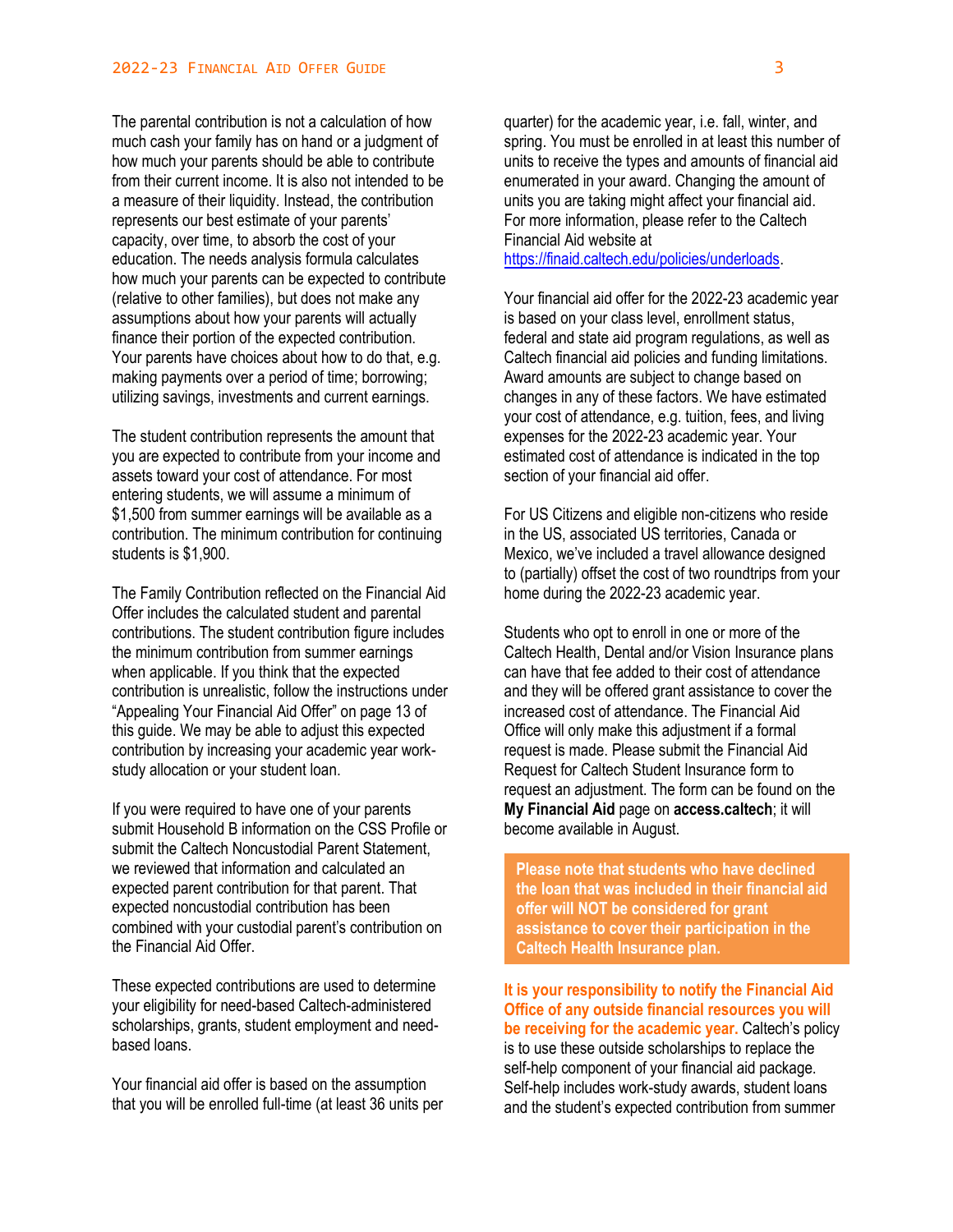The parental contribution is not a calculation of how much cash your family has on hand or a judgment of how much your parents should be able to contribute from their current income. It is also not intended to be a measure of their liquidity. Instead, the contribution represents our best estimate of your parents' capacity, over time, to absorb the cost of your education. The needs analysis formula calculates how much your parents can be expected to contribute (relative to other families), but does not make any assumptions about how your parents will actually finance their portion of the expected contribution. Your parents have choices about how to do that, e.g. making payments over a period of time; borrowing; utilizing savings, investments and current earnings.

The student contribution represents the amount that you are expected to contribute from your income and assets toward your cost of attendance. For most entering students, we will assume a minimum of $1,500 from summer earnings will be available as a contribution. The minimum contribution for continuing students is $1,900.

The Family Contribution reflected on the Financial Aid Offer includes the calculated student and parental contributions. The student contribution figure includes the minimum contribution from summer earnings when applicable. If you think that the expected contribution is unrealistic, follow the instructions under "Appealing Your Financial Aid Offer" on page 13 of this guide. We may be able to adjust this expected contribution by increasing your academic year work-study allocation or your student loan.

If you were required to have one of your parents submit Household B information on the CSS Profile or submit the Caltech Noncustodial Parent Statement, we reviewed that information and calculated an expected parent contribution for that parent. That expected noncustodial contribution has been combined with your custodial parent's contribution on the Financial Aid Offer.

These expected contributions are used to determine your eligibility for need-based Caltech-administered scholarships, grants, student employment and need-based loans.

Your financial aid offer is based on the assumption that you will be enrolled full-time (at least 36 units per quarter) for the academic year, i.e. fall, winter, and spring. You must be enrolled in at least this number of units to receive the types and amounts of financial aid enumerated in your award. Changing the amount of units you are taking might affect your financial aid. For more information, please refer to the Caltech Financial Aid website at https://finaid.caltech.edu/policies/underloads.

Your financial aid offer for the 2022-23 academic year is based on your class level, enrollment status, federal and state aid program regulations, as well as Caltech financial aid policies and funding limitations. Award amounts are subject to change based on changes in any of these factors. We have estimated your cost of attendance, e.g. tuition, fees, and living expenses for the 2022-23 academic year. Your estimated cost of attendance is indicated in the top section of your financial aid offer.

For US Citizens and eligible non-citizens who reside in the US, associated US territories, Canada or Mexico, we've included a travel allowance designed to (partially) offset the cost of two roundtrips from your home during the 2022-23 academic year.

Students who opt to enroll in one or more of the Caltech Health, Dental and/or Vision Insurance plans can have that fee added to their cost of attendance and they will be offered grant assistance to cover the increased cost of attendance. The Financial Aid Office will only make this adjustment if a formal request is made. Please submit the Financial Aid Request for Caltech Student Insurance form to request an adjustment. The form can be found on the **My Financial Aid** page on **access.caltech**; it will become available in August.

**Please note that students who have declined the loan that was included in their financial aid offer will NOT be considered for grant assistance to cover their participation in the Caltech Health Insurance plan.**

**It is your responsibility to notify the Financial Aid Office of any outside financial resources you will be receiving for the academic year.** Caltech's policy is to use these outside scholarships to replace the self-help component of your financial aid package. Self-help includes work-study awards, student loans and the student's expected contribution from summer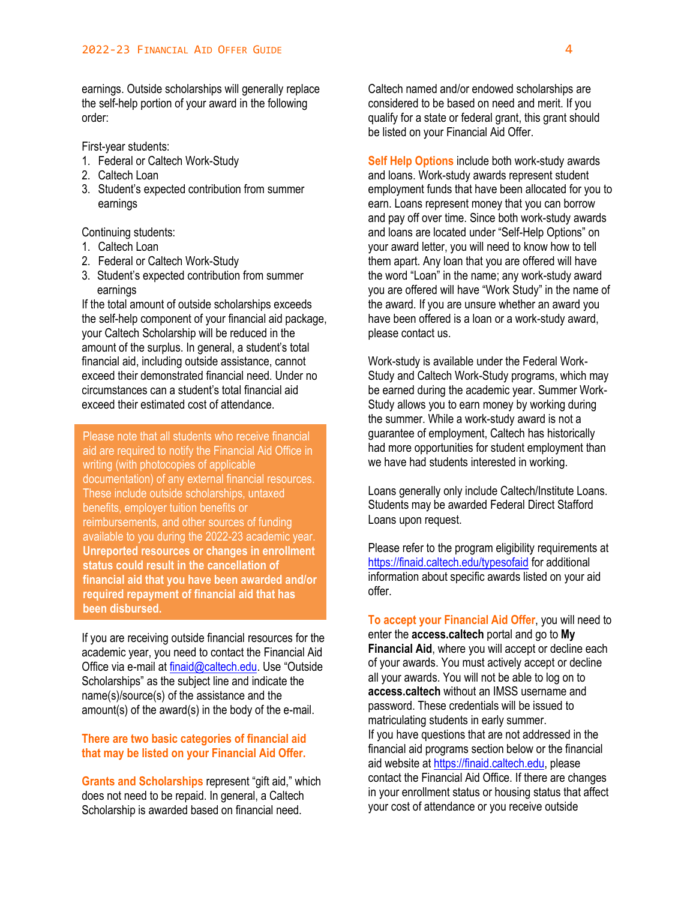earnings. Outside scholarships will generally replace the self-help portion of your award in the following order:

First-year students:

1. Federal or Caltech Work-Study
2. Caltech Loan
3. Student's expected contribution from summer earnings

Continuing students:

1. Caltech Loan
2. Federal or Caltech Work-Study
3. Student's expected contribution from summer earnings

If the total amount of outside scholarships exceeds the self-help component of your financial aid package, your Caltech Scholarship will be reduced in the amount of the surplus. In general, a student's total financial aid, including outside assistance, cannot exceed their demonstrated financial need. Under no circumstances can a student's total financial aid exceed their estimated cost of attendance.

> Please note that all students who receive financial aid are required to notify the Financial Aid Office in writing (with photocopies of applicable documentation) of any external financial resources. These include outside scholarships, untaxed benefits, employer tuition benefits or reimbursements, and other sources of funding available to you during the 2022-23 academic year. **Unreported resources or changes in enrollment status could result in the cancellation of financial aid that you have been awarded and/or required repayment of financial aid that has been disbursed.**

If you are receiving outside financial resources for the academic year, you need to contact the Financial Aid Office via e-mail at finaid@caltech.edu. Use "Outside Scholarships" as the subject line and indicate the name(s)/source(s) of the assistance and the amount(s) of the award(s) in the body of the e-mail.

**There are two basic categories of financial aid that may be listed on your Financial Aid Offer.**

**Grants and Scholarships** represent "gift aid," which does not need to be repaid. In general, a Caltech Scholarship is awarded based on financial need. Caltech named and/or endowed scholarships are considered to be based on need and merit. If you qualify for a state or federal grant, this grant should be listed on your Financial Aid Offer.

**Self Help Options** include both work-study awards and loans. Work-study awards represent student employment funds that have been allocated for you to earn. Loans represent money that you can borrow and pay off over time. Since both work-study awards and loans are located under "Self-Help Options" on your award letter, you will need to know how to tell them apart. Any loan that you are offered will have the word "Loan" in the name; any work-study award you are offered will have "Work Study" in the name of the award. If you are unsure whether an award you have been offered is a loan or a work-study award, please contact us.

Work-study is available under the Federal Work-Study and Caltech Work-Study programs, which may be earned during the academic year. Summer Work-Study allows you to earn money by working during the summer. While a work-study award is not a guarantee of employment, Caltech has historically had more opportunities for student employment than we have had students interested in working.

Loans generally only include Caltech/Institute Loans. Students may be awarded Federal Direct Stafford Loans upon request.

Please refer to the program eligibility requirements at https://finaid.caltech.edu/typesofaid for additional information about specific awards listed on your aid offer.

**To accept your Financial Aid Offer**, you will need to enter the **access.caltech** portal and go to **My Financial Aid**, where you will accept or decline each of your awards. You must actively accept or decline all your awards. You will not be able to log on to **access.caltech** without an IMSS username and password. These credentials will be issued to matriculating students in early summer.

If you have questions that are not addressed in the financial aid programs section below or the financial aid website at https://finaid.caltech.edu, please contact the Financial Aid Office. If there are changes in your enrollment status or housing status that affect your cost of attendance or you receive outside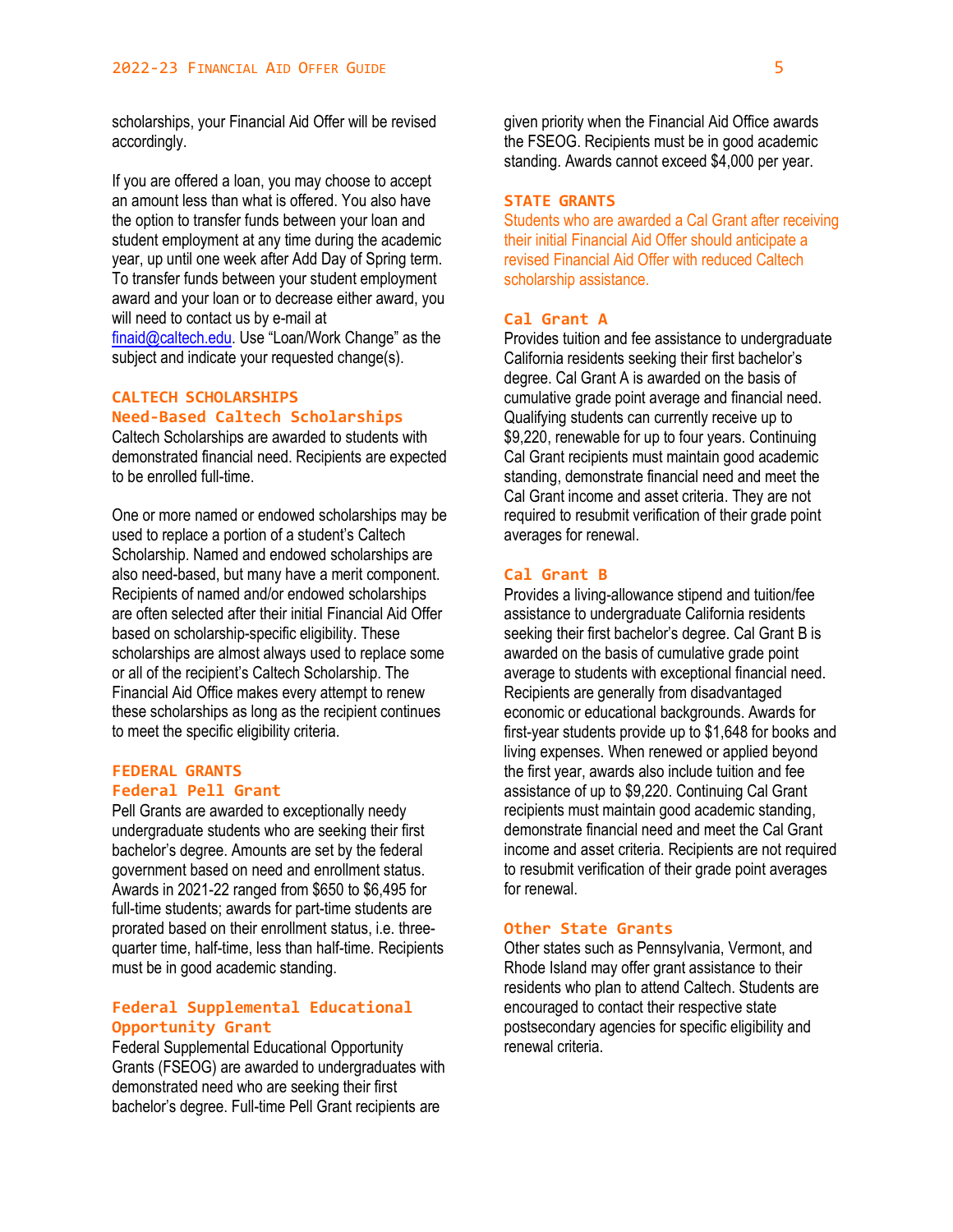scholarships, your Financial Aid Offer will be revised accordingly.

If you are offered a loan, you may choose to accept an amount less than what is offered. You also have the option to transfer funds between your loan and student employment at any time during the academic year, up until one week after Add Day of Spring term. To transfer funds between your student employment award and your loan or to decrease either award, you will need to contact us by e-mail at finaid@caltech.edu. Use "Loan/Work Change" as the subject and indicate your requested change(s).

## CALTECH SCHOLARSHIPS

### Need-Based Caltech Scholarships

Caltech Scholarships are awarded to students with demonstrated financial need. Recipients are expected to be enrolled full-time.

One or more named or endowed scholarships may be used to replace a portion of a student's Caltech Scholarship. Named and endowed scholarships are also need-based, but many have a merit component. Recipients of named and/or endowed scholarships are often selected after their initial Financial Aid Offer based on scholarship-specific eligibility. These scholarships are almost always used to replace some or all of the recipient's Caltech Scholarship. The Financial Aid Office makes every attempt to renew these scholarships as long as the recipient continues to meet the specific eligibility criteria.

## FEDERAL GRANTS

### Federal Pell Grant

Pell Grants are awarded to exceptionally needy undergraduate students who are seeking their first bachelor's degree. Amounts are set by the federal government based on need and enrollment status. Awards in 2021-22 ranged from $650 to $6,495 for full-time students; awards for part-time students are prorated based on their enrollment status, i.e. three-quarter time, half-time, less than half-time. Recipients must be in good academic standing.

### Federal Supplemental Educational Opportunity Grant

Federal Supplemental Educational Opportunity Grants (FSEOG) are awarded to undergraduates with demonstrated need who are seeking their first bachelor's degree. Full-time Pell Grant recipients are given priority when the Financial Aid Office awards the FSEOG. Recipients must be in good academic standing. Awards cannot exceed $4,000 per year.

## STATE GRANTS

Students who are awarded a Cal Grant after receiving their initial Financial Aid Offer should anticipate a revised Financial Aid Offer with reduced Caltech scholarship assistance.

### Cal Grant A

Provides tuition and fee assistance to undergraduate California residents seeking their first bachelor's degree. Cal Grant A is awarded on the basis of cumulative grade point average and financial need. Qualifying students can currently receive up to $9,220, renewable for up to four years. Continuing Cal Grant recipients must maintain good academic standing, demonstrate financial need and meet the Cal Grant income and asset criteria. They are not required to resubmit verification of their grade point averages for renewal.

### Cal Grant B

Provides a living-allowance stipend and tuition/fee assistance to undergraduate California residents seeking their first bachelor's degree. Cal Grant B is awarded on the basis of cumulative grade point average to students with exceptional financial need. Recipients are generally from disadvantaged economic or educational backgrounds. Awards for first-year students provide up to $1,648 for books and living expenses. When renewed or applied beyond the first year, awards also include tuition and fee assistance of up to $9,220. Continuing Cal Grant recipients must maintain good academic standing, demonstrate financial need and meet the Cal Grant income and asset criteria. Recipients are not required to resubmit verification of their grade point averages for renewal.

### Other State Grants

Other states such as Pennsylvania, Vermont, and Rhode Island may offer grant assistance to their residents who plan to attend Caltech. Students are encouraged to contact their respective state postsecondary agencies for specific eligibility and renewal criteria.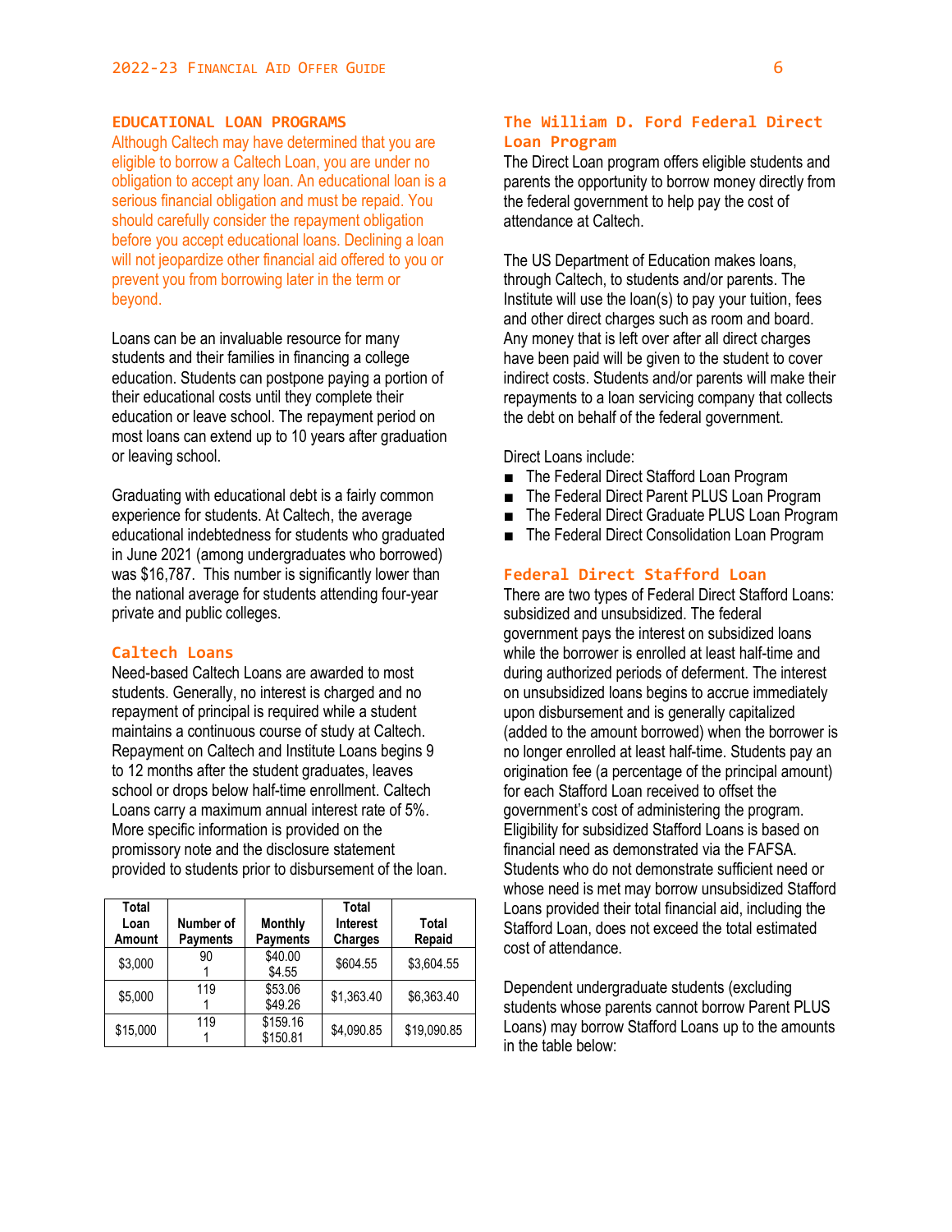## EDUCATIONAL LOAN PROGRAMS

Although Caltech may have determined that you are eligible to borrow a Caltech Loan, you are under no obligation to accept any loan. An educational loan is a serious financial obligation and must be repaid. You should carefully consider the repayment obligation before you accept educational loans. Declining a loan will not jeopardize other financial aid offered to you or prevent you from borrowing later in the term or beyond.

Loans can be an invaluable resource for many students and their families in financing a college education. Students can postpone paying a portion of their educational costs until they complete their education or leave school. The repayment period on most loans can extend up to 10 years after graduation or leaving school.

Graduating with educational debt is a fairly common experience for students. At Caltech, the average educational indebtedness for students who graduated in June 2021 (among undergraduates who borrowed) was $16,787. This number is significantly lower than the national average for students attending four-year private and public colleges.

### Caltech Loans

Need-based Caltech Loans are awarded to most students. Generally, no interest is charged and no repayment of principal is required while a student maintains a continuous course of study at Caltech. Repayment on Caltech and Institute Loans begins 9 to 12 months after the student graduates, leaves school or drops below half-time enrollment. Caltech Loans carry a maximum annual interest rate of 5%. More specific information is provided on the promissory note and the disclosure statement provided to students prior to disbursement of the loan.

| Total Loan Amount | Number of Payments | Monthly Payments | Total Interest Charges | Total Repaid |
|---|---|---|---|---|
| $3,000 | 90<br>1 | $40.00<br>$4.55 | $604.55 | $3,604.55 |
| $5,000 | 119<br>1 | $53.06<br>$49.26 | $1,363.40 | $6,363.40 |
| $15,000 | 119<br>1 | $159.16<br>$150.81 | $4,090.85 | $19,090.85 |

### The William D. Ford Federal Direct Loan Program

The Direct Loan program offers eligible students and parents the opportunity to borrow money directly from the federal government to help pay the cost of attendance at Caltech.

The US Department of Education makes loans, through Caltech, to students and/or parents. The Institute will use the loan(s) to pay your tuition, fees and other direct charges such as room and board. Any money that is left over after all direct charges have been paid will be given to the student to cover indirect costs. Students and/or parents will make their repayments to a loan servicing company that collects the debt on behalf of the federal government.

Direct Loans include:

- The Federal Direct Stafford Loan Program
- The Federal Direct Parent PLUS Loan Program
- The Federal Direct Graduate PLUS Loan Program
- The Federal Direct Consolidation Loan Program

### Federal Direct Stafford Loan

There are two types of Federal Direct Stafford Loans: subsidized and unsubsidized. The federal government pays the interest on subsidized loans while the borrower is enrolled at least half-time and during authorized periods of deferment. The interest on unsubsidized loans begins to accrue immediately upon disbursement and is generally capitalized (added to the amount borrowed) when the borrower is no longer enrolled at least half-time. Students pay an origination fee (a percentage of the principal amount) for each Stafford Loan received to offset the government's cost of administering the program. Eligibility for subsidized Stafford Loans is based on financial need as demonstrated via the FAFSA. Students who do not demonstrate sufficient need or whose need is met may borrow unsubsidized Stafford Loans provided their total financial aid, including the Stafford Loan, does not exceed the total estimated cost of attendance.

Dependent undergraduate students (excluding students whose parents cannot borrow Parent PLUS Loans) may borrow Stafford Loans up to the amounts in the table below: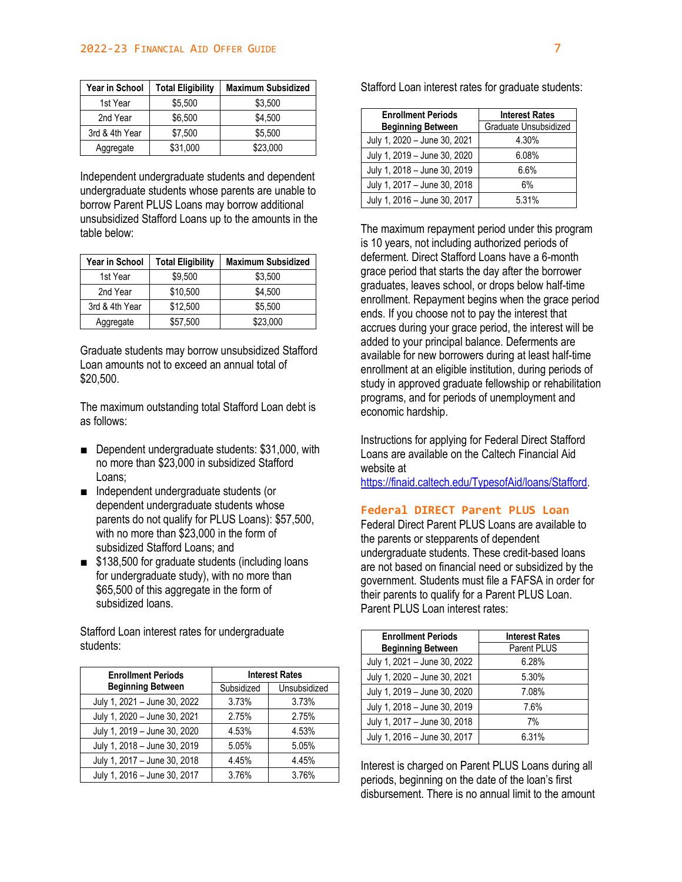| Year in School | Total Eligibility | Maximum Subsidized |
|---|---|---|
| 1st Year | $5,500 | $3,500 |
| 2nd Year | $6,500 | $4,500 |
| 3rd & 4th Year | $7,500 | $5,500 |
| Aggregate | $31,000 | $23,000 |

Independent undergraduate students and dependent undergraduate students whose parents are unable to borrow Parent PLUS Loans may borrow additional unsubsidized Stafford Loans up to the amounts in the table below:

| Year in School | Total Eligibility | Maximum Subsidized |
|---|---|---|
| 1st Year | $9,500 | $3,500 |
| 2nd Year | $10,500 | $4,500 |
| 3rd & 4th Year | $12,500 | $5,500 |
| Aggregate | $57,500 | $23,000 |

Graduate students may borrow unsubsidized Stafford Loan amounts not to exceed an annual total of $20,500.

The maximum outstanding total Stafford Loan debt is as follows:

- Dependent undergraduate students: $31,000, with no more than $23,000 in subsidized Stafford Loans;
- Independent undergraduate students (or dependent undergraduate students whose parents do not qualify for PLUS Loans): $57,500, with no more than $23,000 in the form of subsidized Stafford Loans; and
- $138,500 for graduate students (including loans for undergraduate study), with no more than $65,500 of this aggregate in the form of subsidized loans.

Stafford Loan interest rates for undergraduate students:

| Enrollment Periods Beginning Between | Interest Rates | |
|---|---|---|
| | Subsidized | Unsubsidized |
| July 1, 2021 – June 30, 2022 | 3.73% | 3.73% |
| July 1, 2020 – June 30, 2021 | 2.75% | 2.75% |
| July 1, 2019 – June 30, 2020 | 4.53% | 4.53% |
| July 1, 2018 – June 30, 2019 | 5.05% | 5.05% |
| July 1, 2017 – June 30, 2018 | 4.45% | 4.45% |
| July 1, 2016 – June 30, 2017 | 3.76% | 3.76% |

Stafford Loan interest rates for graduate students:

| Enrollment Periods Beginning Between | Interest Rates |
|---|---|
| | Graduate Unsubsidized |
| July 1, 2020 – June 30, 2021 | 4.30% |
| July 1, 2019 – June 30, 2020 | 6.08% |
| July 1, 2018 – June 30, 2019 | 6.6% |
| July 1, 2017 – June 30, 2018 | 6% |
| July 1, 2016 – June 30, 2017 | 5.31% |

The maximum repayment period under this program is 10 years, not including authorized periods of deferment. Direct Stafford Loans have a 6-month grace period that starts the day after the borrower graduates, leaves school, or drops below half-time enrollment. Repayment begins when the grace period ends. If you choose not to pay the interest that accrues during your grace period, the interest will be added to your principal balance. Deferments are available for new borrowers during at least half-time enrollment at an eligible institution, during periods of study in approved graduate fellowship or rehabilitation programs, and for periods of unemployment and economic hardship.

Instructions for applying for Federal Direct Stafford Loans are available on the Caltech Financial Aid website at https://finaid.caltech.edu/TypesofAid/loans/Stafford.

## Federal DIRECT Parent PLUS Loan

Federal Direct Parent PLUS Loans are available to the parents or stepparents of dependent undergraduate students. These credit-based loans are not based on financial need or subsidized by the government. Students must file a FAFSA in order for their parents to qualify for a Parent PLUS Loan. Parent PLUS Loan interest rates:

| Enrollment Periods Beginning Between | Interest Rates |
|---|---|
| | Parent PLUS |
| July 1, 2021 – June 30, 2022 | 6.28% |
| July 1, 2020 – June 30, 2021 | 5.30% |
| July 1, 2019 – June 30, 2020 | 7.08% |
| July 1, 2018 – June 30, 2019 | 7.6% |
| July 1, 2017 – June 30, 2018 | 7% |
| July 1, 2016 – June 30, 2017 | 6.31% |

Interest is charged on Parent PLUS Loans during all periods, beginning on the date of the loan's first disbursement. There is no annual limit to the amount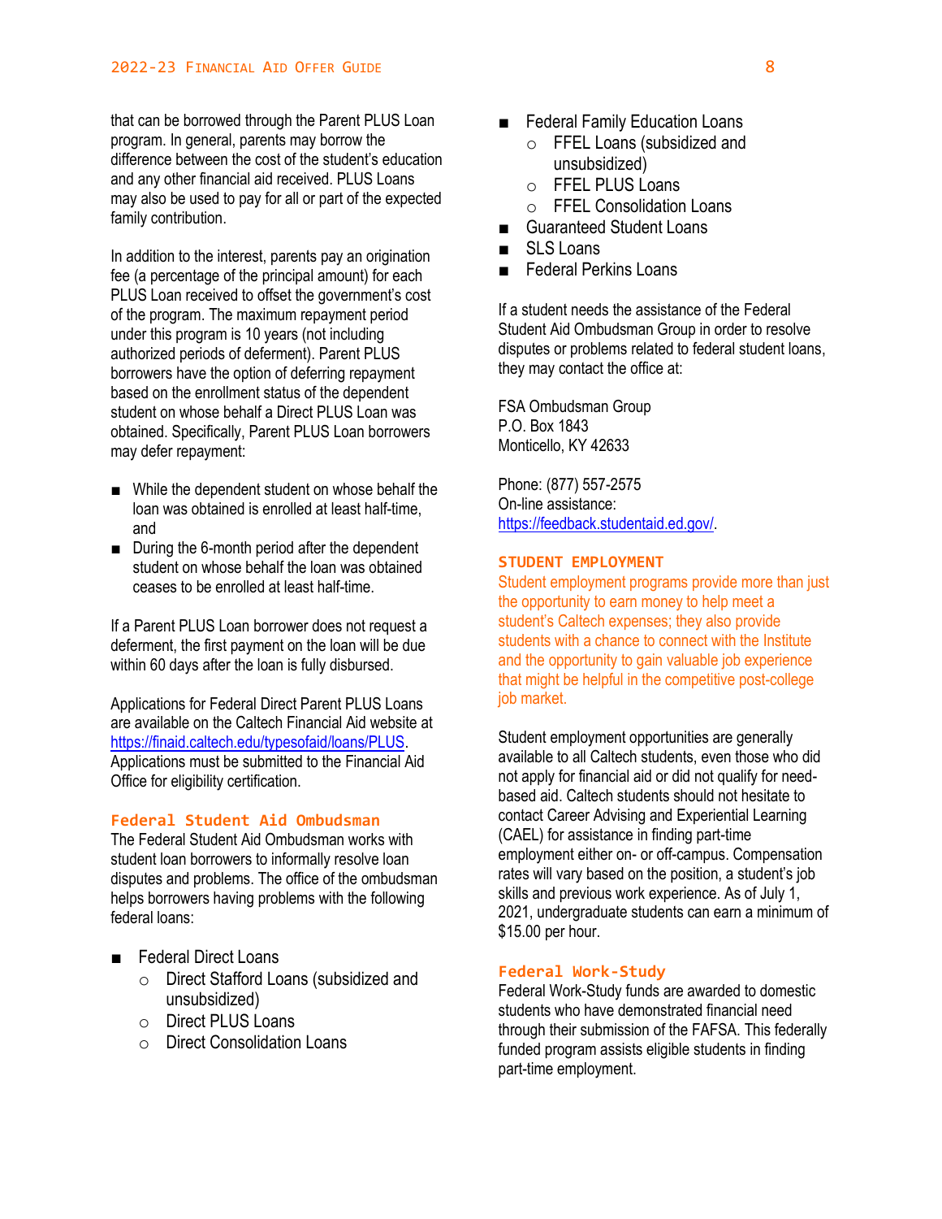that can be borrowed through the Parent PLUS Loan program. In general, parents may borrow the difference between the cost of the student's education and any other financial aid received. PLUS Loans may also be used to pay for all or part of the expected family contribution.

In addition to the interest, parents pay an origination fee (a percentage of the principal amount) for each PLUS Loan received to offset the government's cost of the program. The maximum repayment period under this program is 10 years (not including authorized periods of deferment). Parent PLUS borrowers have the option of deferring repayment based on the enrollment status of the dependent student on whose behalf a Direct PLUS Loan was obtained. Specifically, Parent PLUS Loan borrowers may defer repayment:

- While the dependent student on whose behalf the loan was obtained is enrolled at least half-time, and
- During the 6-month period after the dependent student on whose behalf the loan was obtained ceases to be enrolled at least half-time.

If a Parent PLUS Loan borrower does not request a deferment, the first payment on the loan will be due within 60 days after the loan is fully disbursed.

Applications for Federal Direct Parent PLUS Loans are available on the Caltech Financial Aid website at https://finaid.caltech.edu/typesofaid/loans/PLUS. Applications must be submitted to the Financial Aid Office for eligibility certification.

### Federal Student Aid Ombudsman

The Federal Student Aid Ombudsman works with student loan borrowers to informally resolve loan disputes and problems. The office of the ombudsman helps borrowers having problems with the following federal loans:

- Federal Direct Loans
  - Direct Stafford Loans (subsidized and unsubsidized)
  - Direct PLUS Loans
  - Direct Consolidation Loans
- Federal Family Education Loans
  - FFEL Loans (subsidized and unsubsidized)
  - FFEL PLUS Loans
  - FFEL Consolidation Loans
- Guaranteed Student Loans
- SLS Loans
- Federal Perkins Loans

If a student needs the assistance of the Federal Student Aid Ombudsman Group in order to resolve disputes or problems related to federal student loans, they may contact the office at:

FSA Ombudsman Group
P.O. Box 1843
Monticello, KY 42633

Phone: (877) 557-2575
On-line assistance: https://feedback.studentaid.ed.gov/.

## STUDENT EMPLOYMENT

Student employment programs provide more than just the opportunity to earn money to help meet a student's Caltech expenses; they also provide students with a chance to connect with the Institute and the opportunity to gain valuable job experience that might be helpful in the competitive post-college job market.

Student employment opportunities are generally available to all Caltech students, even those who did not apply for financial aid or did not qualify for need-based aid. Caltech students should not hesitate to contact Career Advising and Experiential Learning (CAEL) for assistance in finding part-time employment either on- or off-campus. Compensation rates will vary based on the position, a student's job skills and previous work experience. As of July 1, 2021, undergraduate students can earn a minimum of $15.00 per hour.

### Federal Work-Study

Federal Work-Study funds are awarded to domestic students who have demonstrated financial need through their submission of the FAFSA. This federally funded program assists eligible students in finding part-time employment.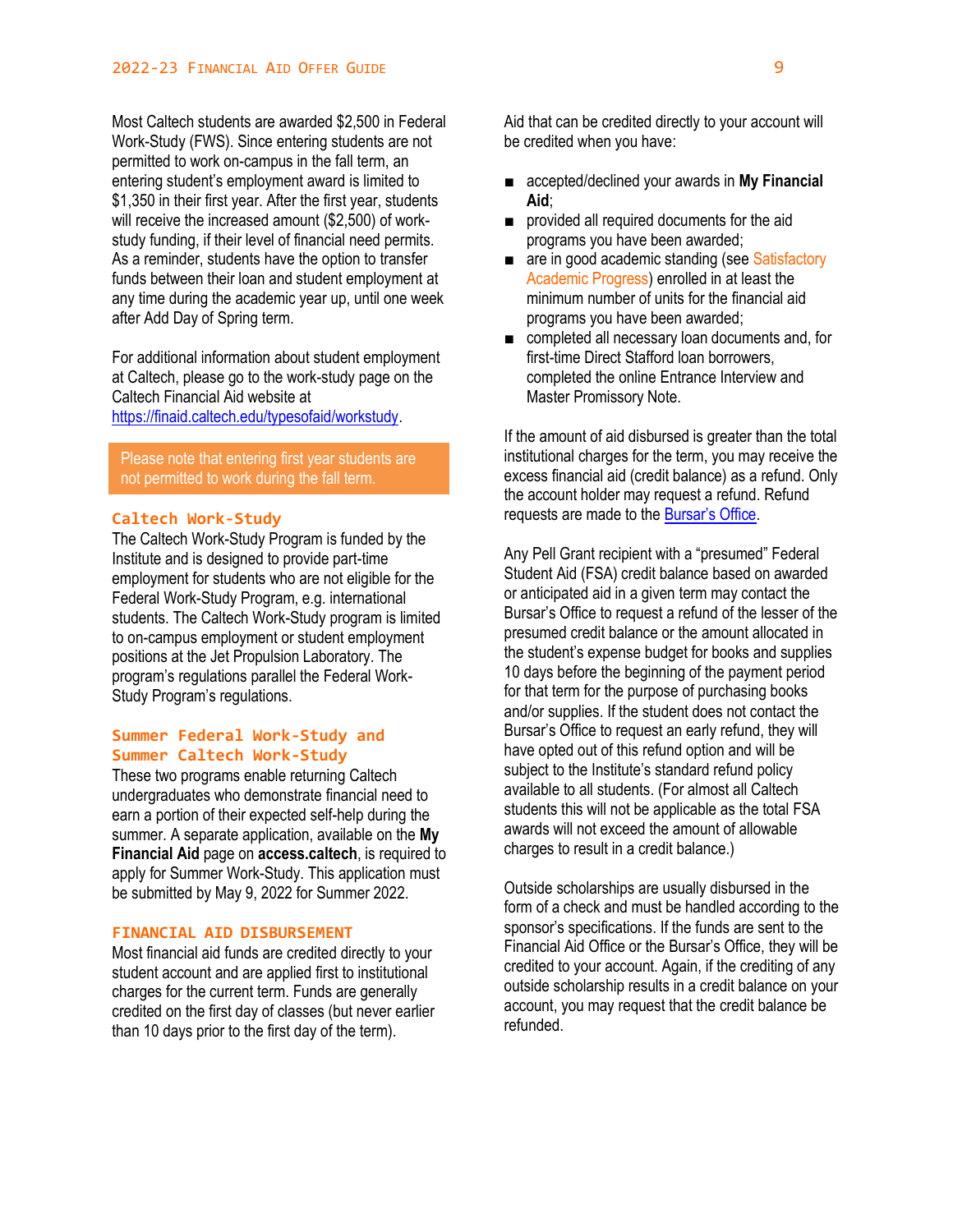Most Caltech students are awarded $2,500 in Federal Work-Study (FWS). Since entering students are not permitted to work on-campus in the fall term, an entering student's employment award is limited to $1,350 in their first year. After the first year, students will receive the increased amount ($2,500) of work-study funding, if their level of financial need permits. As a reminder, students have the option to transfer funds between their loan and student employment at any time during the academic year up, until one week after Add Day of Spring term.

For additional information about student employment at Caltech, please go to the work-study page on the Caltech Financial Aid website at [https://finaid.caltech.edu/typesofaid/workstudy](https://finaid.caltech.edu/typesofaid/workstudy).

Please note that entering first year students are not permitted to work during the fall term.

### Caltech Work-Study

The Caltech Work-Study Program is funded by the Institute and is designed to provide part-time employment for students who are not eligible for the Federal Work-Study Program, e.g. international students. The Caltech Work-Study program is limited to on-campus employment or student employment positions at the Jet Propulsion Laboratory. The program's regulations parallel the Federal Work-Study Program's regulations.

### Summer Federal Work-Study and Summer Caltech Work-Study

These two programs enable returning Caltech undergraduates who demonstrate financial need to earn a portion of their expected self-help during the summer. A separate application, available on the **My Financial Aid** page on **access.caltech**, is required to apply for Summer Work-Study. This application must be submitted by May 9, 2022 for Summer 2022.

## FINANCIAL AID DISBURSEMENT

Most financial aid funds are credited directly to your student account and are applied first to institutional charges for the current term. Funds are generally credited on the first day of classes (but never earlier than 10 days prior to the first day of the term).

Aid that can be credited directly to your account will be credited when you have:

- accepted/declined your awards in **My Financial Aid**;
- provided all required documents for the aid programs you have been awarded;
- are in good academic standing (see Satisfactory Academic Progress) enrolled in at least the minimum number of units for the financial aid programs you have been awarded;
- completed all necessary loan documents and, for first-time Direct Stafford loan borrowers, completed the online Entrance Interview and Master Promissory Note.

If the amount of aid disbursed is greater than the total institutional charges for the term, you may receive the excess financial aid (credit balance) as a refund. Only the account holder may request a refund. Refund requests are made to the [Bursar's Office](#).

Any Pell Grant recipient with a "presumed" Federal Student Aid (FSA) credit balance based on awarded or anticipated aid in a given term may contact the Bursar's Office to request a refund of the lesser of the presumed credit balance or the amount allocated in the student's expense budget for books and supplies 10 days before the beginning of the payment period for that term for the purpose of purchasing books and/or supplies. If the student does not contact the Bursar's Office to request an early refund, they will have opted out of this refund option and will be subject to the Institute's standard refund policy available to all students. (For almost all Caltech students this will not be applicable as the total FSA awards will not exceed the amount of allowable charges to result in a credit balance.)

Outside scholarships are usually disbursed in the form of a check and must be handled according to the sponsor's specifications. If the funds are sent to the Financial Aid Office or the Bursar's Office, they will be credited to your account. Again, if the crediting of any outside scholarship results in a credit balance on your account, you may request that the credit balance be refunded.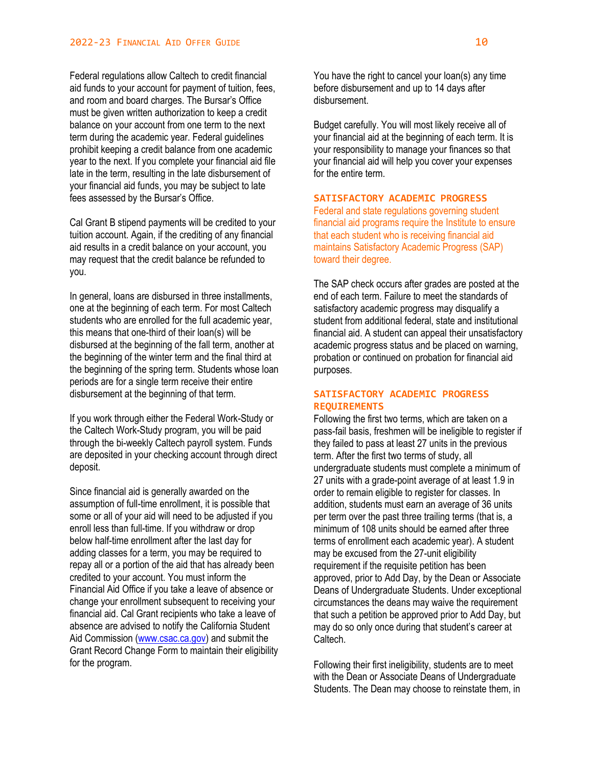Federal regulations allow Caltech to credit financial aid funds to your account for payment of tuition, fees, and room and board charges. The Bursar's Office must be given written authorization to keep a credit balance on your account from one term to the next term during the academic year. Federal guidelines prohibit keeping a credit balance from one academic year to the next. If you complete your financial aid file late in the term, resulting in the late disbursement of your financial aid funds, you may be subject to late fees assessed by the Bursar's Office.

Cal Grant B stipend payments will be credited to your tuition account. Again, if the crediting of any financial aid results in a credit balance on your account, you may request that the credit balance be refunded to you.

In general, loans are disbursed in three installments, one at the beginning of each term. For most Caltech students who are enrolled for the full academic year, this means that one-third of their loan(s) will be disbursed at the beginning of the fall term, another at the beginning of the winter term and the final third at the beginning of the spring term. Students whose loan periods are for a single term receive their entire disbursement at the beginning of that term.

If you work through either the Federal Work-Study or the Caltech Work-Study program, you will be paid through the bi-weekly Caltech payroll system. Funds are deposited in your checking account through direct deposit.

Since financial aid is generally awarded on the assumption of full-time enrollment, it is possible that some or all of your aid will need to be adjusted if you enroll less than full-time. If you withdraw or drop below half-time enrollment after the last day for adding classes for a term, you may be required to repay all or a portion of the aid that has already been credited to your account. You must inform the Financial Aid Office if you take a leave of absence or change your enrollment subsequent to receiving your financial aid. Cal Grant recipients who take a leave of absence are advised to notify the California Student Aid Commission ([www.csac.ca.gov](www.csac.ca.gov)) and submit the Grant Record Change Form to maintain their eligibility for the program.

You have the right to cancel your loan(s) any time before disbursement and up to 14 days after disbursement.

Budget carefully. You will most likely receive all of your financial aid at the beginning of each term. It is your responsibility to manage your finances so that your financial aid will help you cover your expenses for the entire term.

## SATISFACTORY ACADEMIC PROGRESS

Federal and state regulations governing student financial aid programs require the Institute to ensure that each student who is receiving financial aid maintains Satisfactory Academic Progress (SAP) toward their degree.

The SAP check occurs after grades are posted at the end of each term. Failure to meet the standards of satisfactory academic progress may disqualify a student from additional federal, state and institutional financial aid. A student can appeal their unsatisfactory academic progress status and be placed on warning, probation or continued on probation for financial aid purposes.

## SATISFACTORY ACADEMIC PROGRESS REQUIREMENTS

Following the first two terms, which are taken on a pass-fail basis, freshmen will be ineligible to register if they failed to pass at least 27 units in the previous term. After the first two terms of study, all undergraduate students must complete a minimum of 27 units with a grade-point average of at least 1.9 in order to remain eligible to register for classes. In addition, students must earn an average of 36 units per term over the past three trailing terms (that is, a minimum of 108 units should be earned after three terms of enrollment each academic year). A student may be excused from the 27-unit eligibility requirement if the requisite petition has been approved, prior to Add Day, by the Dean or Associate Deans of Undergraduate Students. Under exceptional circumstances the deans may waive the requirement that such a petition be approved prior to Add Day, but may do so only once during that student's career at Caltech.

Following their first ineligibility, students are to meet with the Dean or Associate Deans of Undergraduate Students. The Dean may choose to reinstate them, in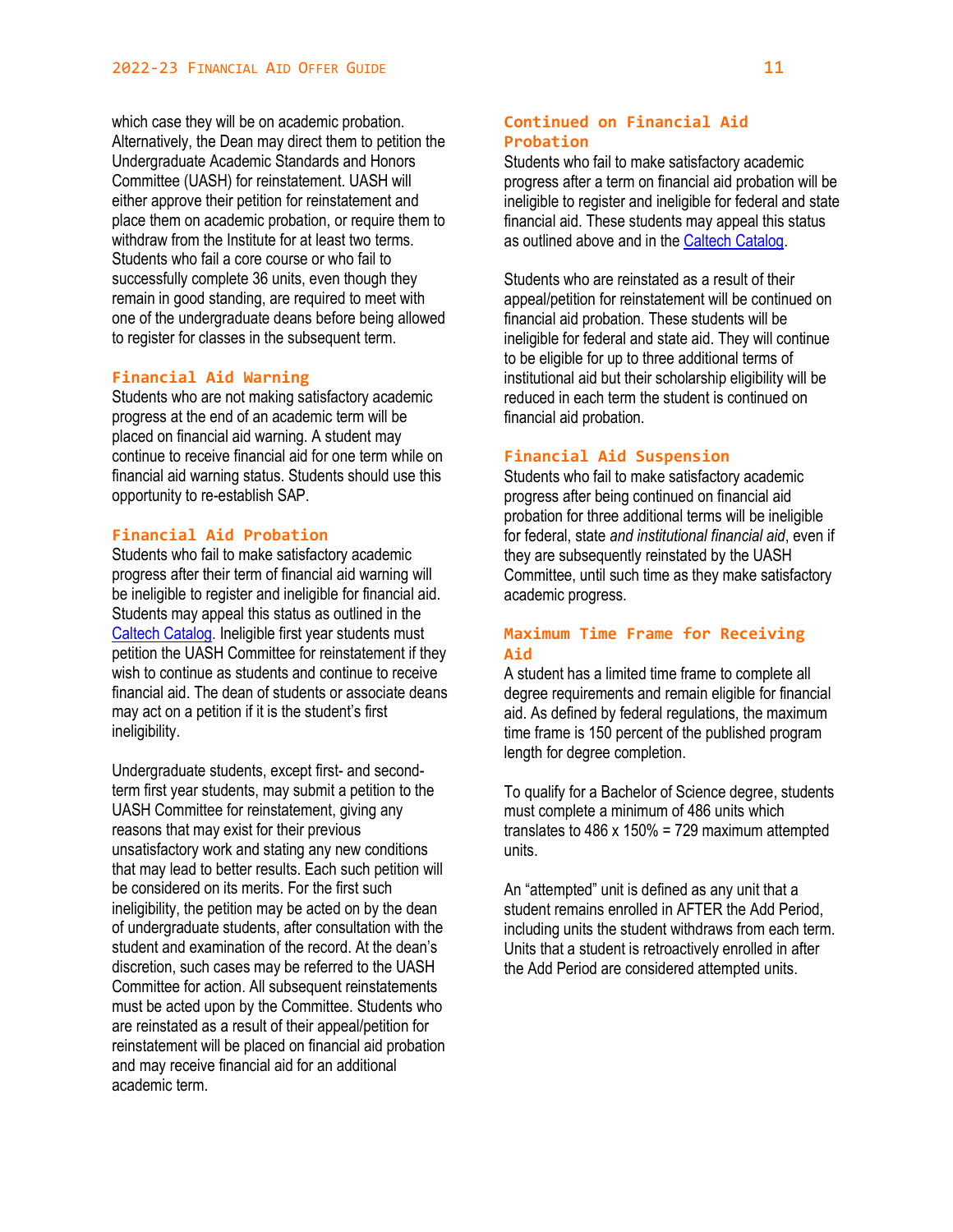which case they will be on academic probation. Alternatively, the Dean may direct them to petition the Undergraduate Academic Standards and Honors Committee (UASH) for reinstatement. UASH will either approve their petition for reinstatement and place them on academic probation, or require them to withdraw from the Institute for at least two terms. Students who fail a core course or who fail to successfully complete 36 units, even though they remain in good standing, are required to meet with one of the undergraduate deans before being allowed to register for classes in the subsequent term.

### Financial Aid Warning

Students who are not making satisfactory academic progress at the end of an academic term will be placed on financial aid warning. A student may continue to receive financial aid for one term while on financial aid warning status. Students should use this opportunity to re-establish SAP.

### Financial Aid Probation

Students who fail to make satisfactory academic progress after their term of financial aid warning will be ineligible to register and ineligible for financial aid. Students may appeal this status as outlined in the Caltech Catalog. Ineligible first year students must petition the UASH Committee for reinstatement if they wish to continue as students and continue to receive financial aid. The dean of students or associate deans may act on a petition if it is the student's first ineligibility.

Undergraduate students, except first- and second-term first year students, may submit a petition to the UASH Committee for reinstatement, giving any reasons that may exist for their previous unsatisfactory work and stating any new conditions that may lead to better results. Each such petition will be considered on its merits. For the first such ineligibility, the petition may be acted on by the dean of undergraduate students, after consultation with the student and examination of the record. At the dean's discretion, such cases may be referred to the UASH Committee for action. All subsequent reinstatements must be acted upon by the Committee. Students who are reinstated as a result of their appeal/petition for reinstatement will be placed on financial aid probation and may receive financial aid for an additional academic term.

### Continued on Financial Aid Probation

Students who fail to make satisfactory academic progress after a term on financial aid probation will be ineligible to register and ineligible for federal and state financial aid. These students may appeal this status as outlined above and in the Caltech Catalog.

Students who are reinstated as a result of their appeal/petition for reinstatement will be continued on financial aid probation. These students will be ineligible for federal and state aid. They will continue to be eligible for up to three additional terms of institutional aid but their scholarship eligibility will be reduced in each term the student is continued on financial aid probation.

### Financial Aid Suspension

Students who fail to make satisfactory academic progress after being continued on financial aid probation for three additional terms will be ineligible for federal, state *and institutional financial aid*, even if they are subsequently reinstated by the UASH Committee, until such time as they make satisfactory academic progress.

### Maximum Time Frame for Receiving Aid

A student has a limited time frame to complete all degree requirements and remain eligible for financial aid. As defined by federal regulations, the maximum time frame is 150 percent of the published program length for degree completion.

To qualify for a Bachelor of Science degree, students must complete a minimum of 486 units which translates to 486 x 150% = 729 maximum attempted units.

An "attempted" unit is defined as any unit that a student remains enrolled in AFTER the Add Period, including units the student withdraws from each term. Units that a student is retroactively enrolled in after the Add Period are considered attempted units.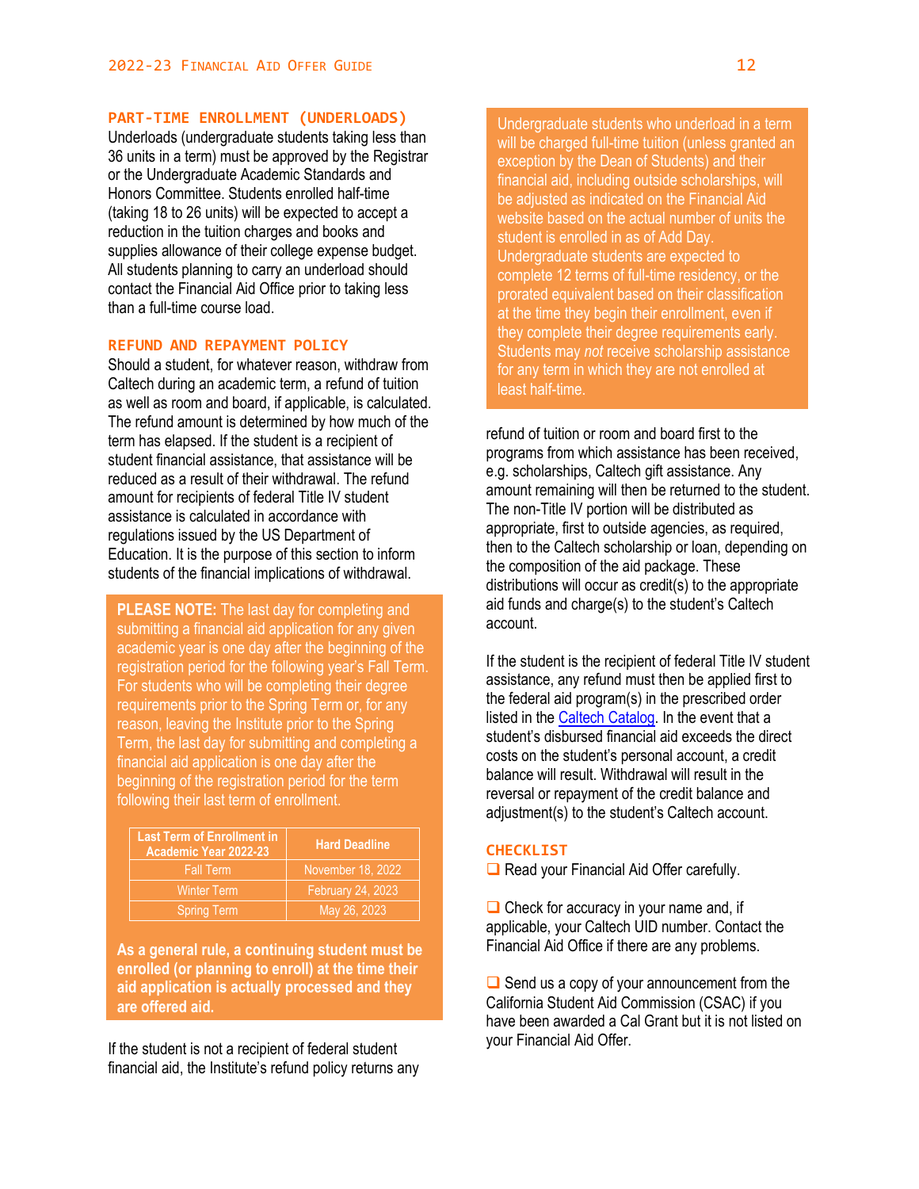## PART-TIME ENROLLMENT (UNDERLOADS)

Underloads (undergraduate students taking less than 36 units in a term) must be approved by the Registrar or the Undergraduate Academic Standards and Honors Committee. Students enrolled half-time (taking 18 to 26 units) will be expected to accept a reduction in the tuition charges and books and supplies allowance of their college expense budget. All students planning to carry an underload should contact the Financial Aid Office prior to taking less than a full-time course load.

Undergraduate students who underload in a term will be charged full-time tuition (unless granted an exception by the Dean of Students) and their financial aid, including outside scholarships, will be adjusted as indicated on the Financial Aid website based on the actual number of units the student is enrolled in as of Add Day. Undergraduate students are expected to complete 12 terms of full-time residency, or the prorated equivalent based on their classification at the time they begin their enrollment, even if they complete their degree requirements early. Students may *not* receive scholarship assistance for any term in which they are not enrolled at least half-time.

## REFUND AND REPAYMENT POLICY

Should a student, for whatever reason, withdraw from Caltech during an academic term, a refund of tuition as well as room and board, if applicable, is calculated. The refund amount is determined by how much of the term has elapsed. If the student is a recipient of student financial assistance, that assistance will be reduced as a result of their withdrawal. The refund amount for recipients of federal Title IV student assistance is calculated in accordance with regulations issued by the US Department of Education. It is the purpose of this section to inform students of the financial implications of withdrawal.

**PLEASE NOTE:** The last day for completing and submitting a financial aid application for any given academic year is one day after the beginning of the registration period for the following year's Fall Term. For students who will be completing their degree requirements prior to the Spring Term or, for any reason, leaving the Institute prior to the Spring Term, the last day for submitting and completing a financial aid application is one day after the beginning of the registration period for the term following their last term of enrollment.

| Last Term of Enrollment in Academic Year 2022-23 | Hard Deadline |
|---|---|
| Fall Term | November 18, 2022 |
| Winter Term | February 24, 2023 |
| Spring Term | May 26, 2023 |

**As a general rule, a continuing student must be enrolled (or planning to enroll) at the time their aid application is actually processed and they are offered aid.**

If the student is not a recipient of federal student financial aid, the Institute's refund policy returns any refund of tuition or room and board first to the programs from which assistance has been received, e.g. scholarships, Caltech gift assistance. Any amount remaining will then be returned to the student. The non-Title IV portion will be distributed as appropriate, first to outside agencies, as required, then to the Caltech scholarship or loan, depending on the composition of the aid package. These distributions will occur as credit(s) to the appropriate aid funds and charge(s) to the student's Caltech account.

If the student is the recipient of federal Title IV student assistance, any refund must then be applied first to the federal aid program(s) in the prescribed order listed in the Caltech Catalog. In the event that a student's disbursed financial aid exceeds the direct costs on the student's personal account, a credit balance will result. Withdrawal will result in the reversal or repayment of the credit balance and adjustment(s) to the student's Caltech account.

## CHECKLIST

- ❑ Read your Financial Aid Offer carefully.
- ❑ Check for accuracy in your name and, if applicable, your Caltech UID number. Contact the Financial Aid Office if there are any problems.
- ❑ Send us a copy of your announcement from the California Student Aid Commission (CSAC) if you have been awarded a Cal Grant but it is not listed on your Financial Aid Offer.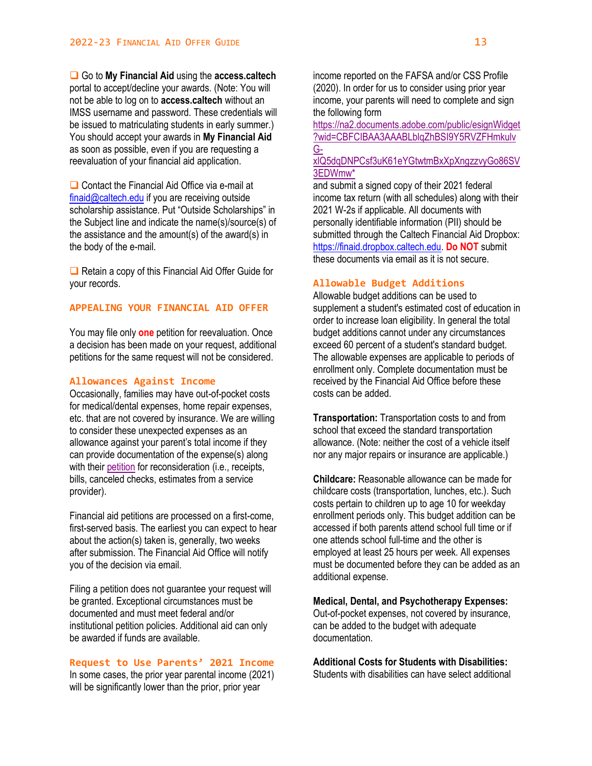❑ Go to **My Financial Aid** using the **access.caltech** portal to accept/decline your awards. (Note: You will not be able to log on to **access.caltech** without an IMSS username and password. These credentials will be issued to matriculating students in early summer.) You should accept your awards in **My Financial Aid** as soon as possible, even if you are requesting a reevaluation of your financial aid application.

❑ Contact the Financial Aid Office via e-mail at finaid@caltech.edu if you are receiving outside scholarship assistance. Put "Outside Scholarships" in the Subject line and indicate the name(s)/source(s) of the assistance and the amount(s) of the award(s) in the body of the e-mail.

❑ Retain a copy of this Financial Aid Offer Guide for your records.

## APPEALING YOUR FINANCIAL AID OFFER

You may file only **one** petition for reevaluation. Once a decision has been made on your request, additional petitions for the same request will not be considered.

### Allowances Against Income

Occasionally, families may have out-of-pocket costs for medical/dental expenses, home repair expenses, etc. that are not covered by insurance. We are willing to consider these unexpected expenses as an allowance against your parent's total income if they can provide documentation of the expense(s) along with their petition for reconsideration (i.e., receipts, bills, canceled checks, estimates from a service provider).

Financial aid petitions are processed on a first-come, first-served basis. The earliest you can expect to hear about the action(s) taken is, generally, two weeks after submission. The Financial Aid Office will notify you of the decision via email.

Filing a petition does not guarantee your request will be granted. Exceptional circumstances must be documented and must meet federal and/or institutional petition policies. Additional aid can only be awarded if funds are available.

### Request to Use Parents' 2021 Income

In some cases, the prior year parental income (2021) will be significantly lower than the prior, prior year income reported on the FAFSA and/or CSS Profile (2020). In order for us to consider using prior year income, your parents will need to complete and sign the following form https://na2.documents.adobe.com/public/esignWidget?wid=CBFCIBAA3AAABLblqZhBSI9Y5RVZFHmkulvG-xlQ5dqDNPCsf3uK61eYGtwtmBxXpXngzzvyGo86SV3EDWmw* and submit a signed copy of their 2021 federal income tax return (with all schedules) along with their 2021 W-2s if applicable. All documents with personally identifiable information (PII) should be submitted through the Caltech Financial Aid Dropbox: https://finaid.dropbox.caltech.edu. **Do NOT** submit these documents via email as it is not secure.

### Allowable Budget Additions

Allowable budget additions can be used to supplement a student's estimated cost of education in order to increase loan eligibility. In general the total budget additions cannot under any circumstances exceed 60 percent of a student's standard budget. The allowable expenses are applicable to periods of enrollment only. Complete documentation must be received by the Financial Aid Office before these costs can be added.

**Transportation:** Transportation costs to and from school that exceed the standard transportation allowance. (Note: neither the cost of a vehicle itself nor any major repairs or insurance are applicable.)

**Childcare:** Reasonable allowance can be made for childcare costs (transportation, lunches, etc.). Such costs pertain to children up to age 10 for weekday enrollment periods only. This budget addition can be accessed if both parents attend school full time or if one attends school full-time and the other is employed at least 25 hours per week. All expenses must be documented before they can be added as an additional expense.

**Medical, Dental, and Psychotherapy Expenses:** Out-of-pocket expenses, not covered by insurance, can be added to the budget with adequate documentation.

**Additional Costs for Students with Disabilities:** Students with disabilities can have select additional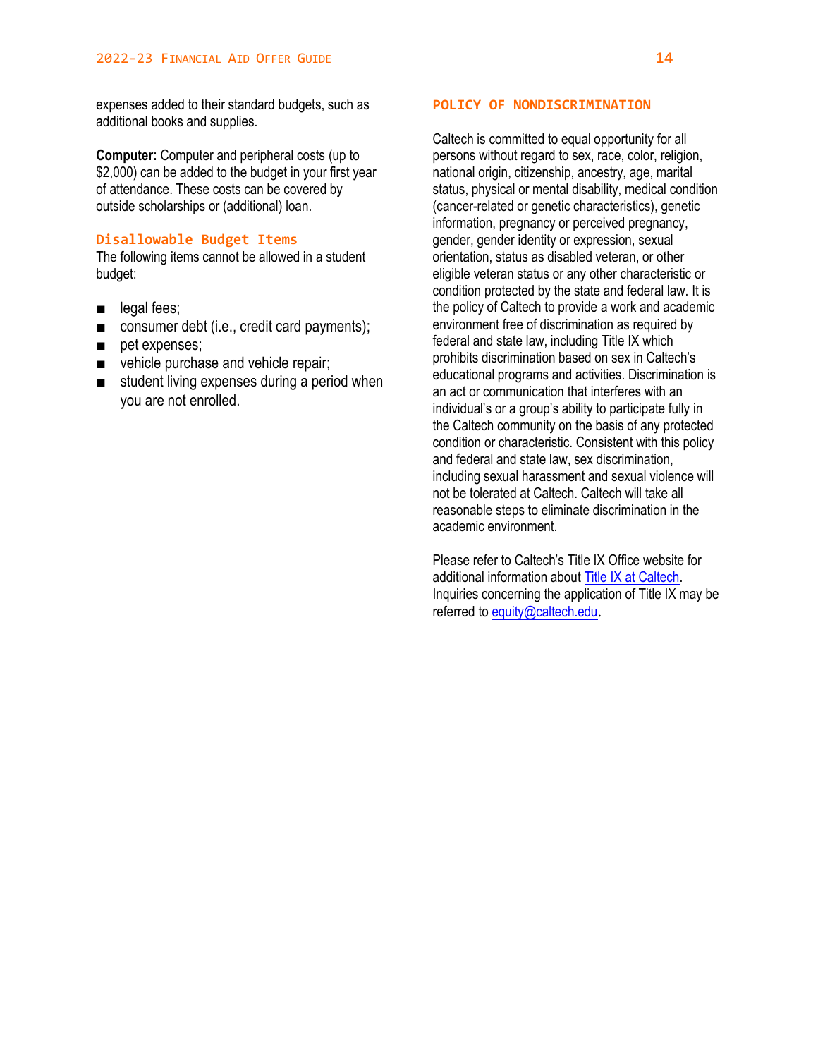expenses added to their standard budgets, such as additional books and supplies.

**Computer:** Computer and peripheral costs (up to $2,000) can be added to the budget in your first year of attendance. These costs can be covered by outside scholarships or (additional) loan.

### Disallowable Budget Items

The following items cannot be allowed in a student budget:

- legal fees;
- consumer debt (i.e., credit card payments);
- pet expenses;
- vehicle purchase and vehicle repair;
- student living expenses during a period when you are not enrolled.

## POLICY OF NONDISCRIMINATION

Caltech is committed to equal opportunity for all persons without regard to sex, race, color, religion, national origin, citizenship, ancestry, age, marital status, physical or mental disability, medical condition (cancer-related or genetic characteristics), genetic information, pregnancy or perceived pregnancy, gender, gender identity or expression, sexual orientation, status as disabled veteran, or other eligible veteran status or any other characteristic or condition protected by the state and federal law. It is the policy of Caltech to provide a work and academic environment free of discrimination as required by federal and state law, including Title IX which prohibits discrimination based on sex in Caltech's educational programs and activities. Discrimination is an act or communication that interferes with an individual's or a group's ability to participate fully in the Caltech community on the basis of any protected condition or characteristic. Consistent with this policy and federal and state law, sex discrimination, including sexual harassment and sexual violence will not be tolerated at Caltech. Caltech will take all reasonable steps to eliminate discrimination in the academic environment.

Please refer to Caltech's Title IX Office website for additional information about Title IX at Caltech. Inquiries concerning the application of Title IX may be referred to equity@caltech.edu.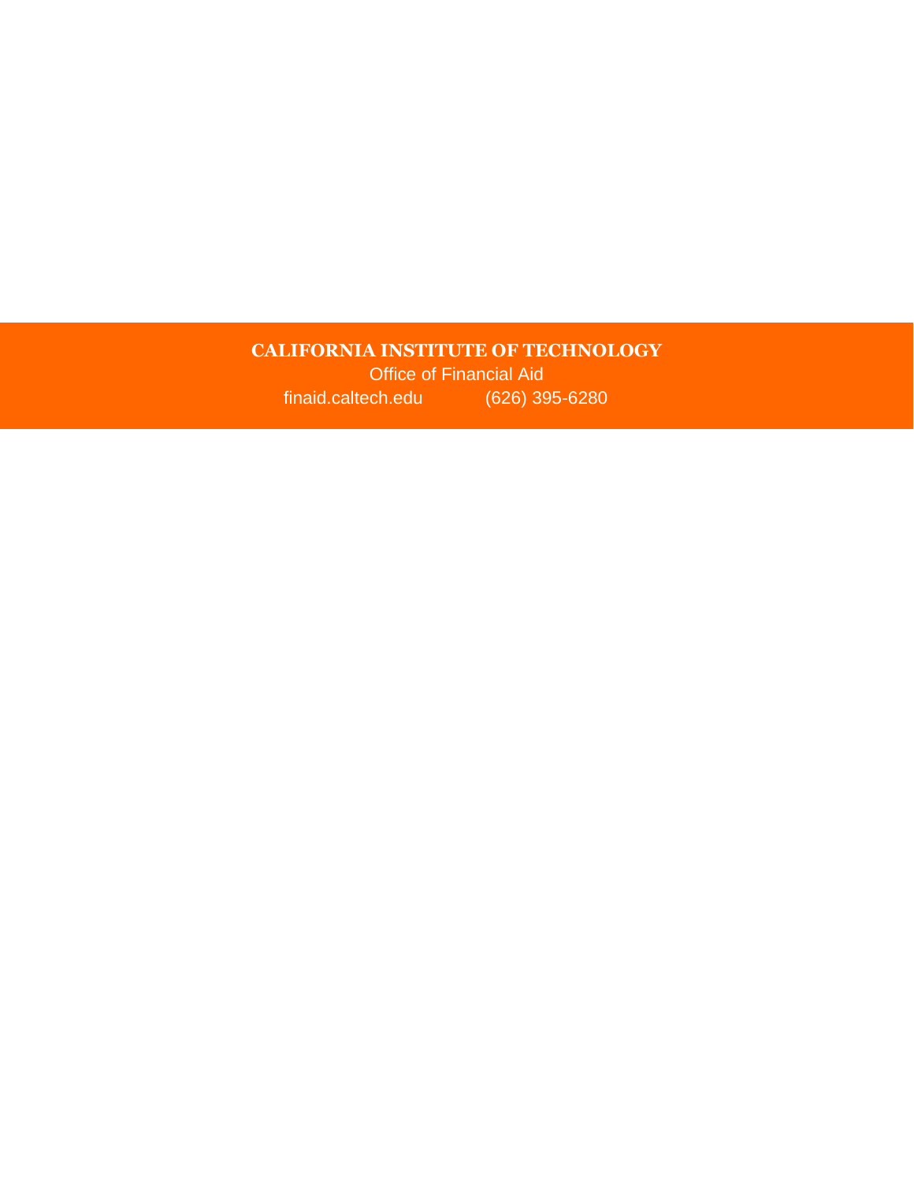**CALIFORNIA INSTITUTE OF TECHNOLOGY**

Office of Financial Aid

finaid.caltech.edu (626) 395-6280